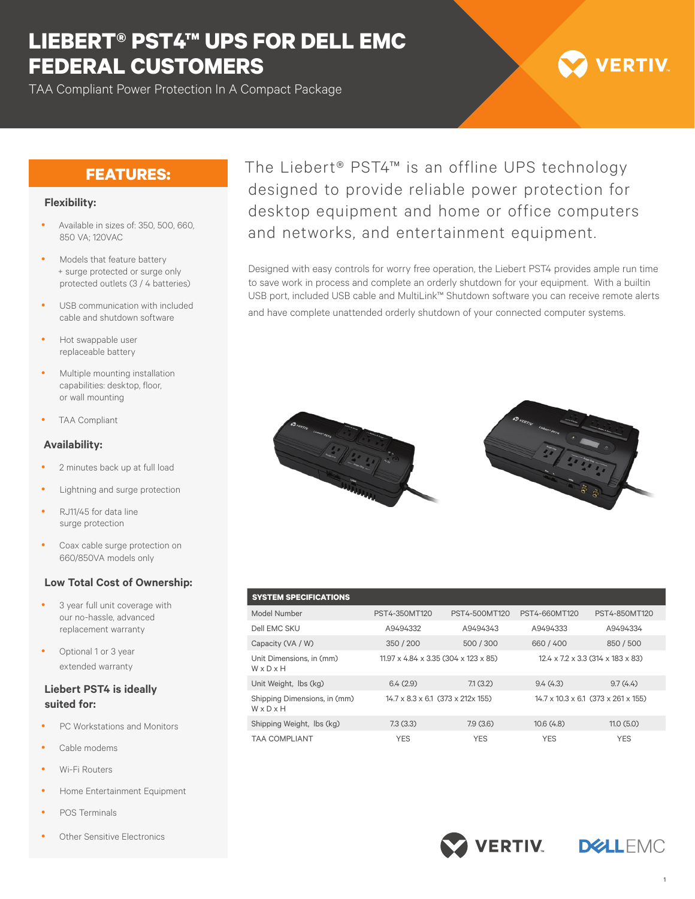# LIEBERT® PST4™ UPS FOR DELL EMC FEDERAL CUSTOMERS

TAA Compliant Power Protection In A Compact Package

## FEATURES:

### Flexibility:

- Available in sizes of: 350, 500, 660, 850 VA; 120VAC
- Models that feature battery + surge protected or surge only protected outlets (3 / 4 batteries)
- USB communication with included cable and shutdown software
- Hot swappable user replaceable battery
- Multiple mounting installation capabilities: desktop, floor, or wall mounting
- TAA Compliant

### Availability:

- 2 minutes back up at full load
- Lightning and surge protection
- RJ11/45 for data line surge protection
- Coax cable surge protection on 660/850VA models only

### Low Total Cost of Ownership:

- 3 year full unit coverage with our no-hassle, advanced replacement warranty
- Optional 1 or 3 year extended warranty

### Liebert PST4 is ideally suited for:

- PC Workstations and Monitors
- Cable modems
- Wi-Fi Routers
- Home Entertainment Equipment
- POS Terminals
- Other Sensitive Electronics

The Liebert® PST4™ is an offline UPS technology designed to provide reliable power protection for desktop equipment and home or office computers and networks, and entertainment equipment.

Designed with easy controls for worry free operation, the Liebert PST4 provides ample run time to save work in process and complete an orderly shutdown for your equipment. With a builtin USB port, included USB cable and MultiLink™ Shutdown software you can receive remote alerts and have complete unattended orderly shutdown of your connected computer systems.

| SYSTEM SPECIFICATIONS | | | | |
|---|---|---|---|---|
| Model Number | PST4-350MT120 | PST4-500MT120 | PST4-660MT120 | PST4-850MT120 |
| Dell EMC SKU | A9494332 | A9494343 | A9494333 | A9494334 |
| Capacity (VA / W) | 350 / 200 | 500 / 300 | 660 / 400 | 850 / 500 |
| Unit Dimensions, in (mm) W x D x H | 11.97 x 4.84 x 3.35 (304 x 123 x 85) | | 12.4 x 7.2 x 3.3 (314 x 183 x 83) | |
| Unit Weight, lbs (kg) | 6.4 (2.9) | 7.1 (3.2) | 9.4 (4.3) | 9.7 (4.4) |
| Shipping Dimensions, in (mm) W x D x H | 14.7 x 8.3 x 6.1 (373 x 212x 155) | | 14.7 x 10.3 x 6.1 (373 x 261 x 155) | |
| Shipping Weight, lbs (kg) | 7.3 (3.3) | 7.9 (3.6) | 10.6 (4.8) | 11.0 (5.0) |
| TAA COMPLIANT | YES | YES | YES | YES |

VERTIV. DELLEMC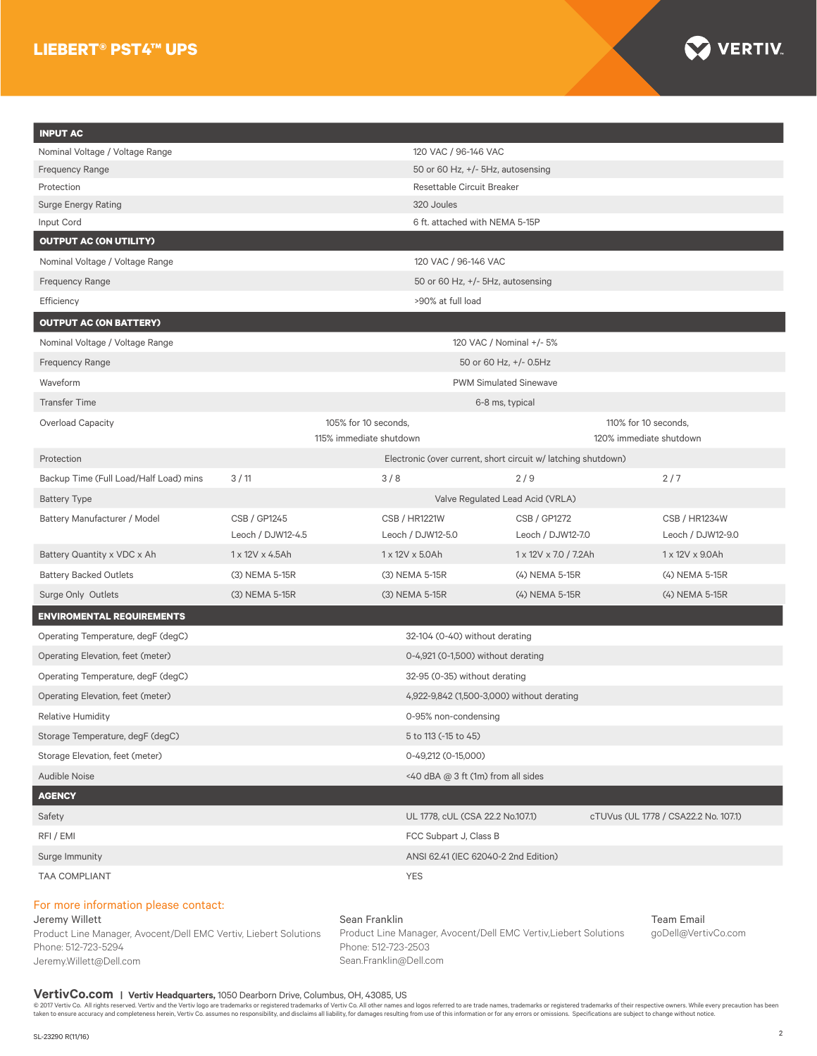# LIEBERT® PST4™ UPS

| | | | | |
|---|---|---|---|---|
| **INPUT AC** | | | | |
| Nominal Voltage / Voltage Range | 120 VAC / 96-146 VAC | | | |
| Frequency Range | 50 or 60 Hz, +/- 5Hz, autosensing | | | |
| Protection | Resettable Circuit Breaker | | | |
| Surge Energy Rating | 320 Joules | | | |
| Input Cord | 6 ft. attached with NEMA 5-15P | | | |
| **OUTPUT AC (ON UTILITY)** | | | | |
| Nominal Voltage / Voltage Range | 120 VAC / 96-146 VAC | | | |
| Frequency Range | 50 or 60 Hz, +/- 5Hz, autosensing | | | |
| Efficiency | >90% at full load | | | |
| **OUTPUT AC (ON BATTERY)** | | | | |
| Nominal Voltage / Voltage Range | 120 VAC / Nominal +/- 5% | | | |
| Frequency Range | 50 or 60 Hz, +/- 0.5Hz | | | |
| Waveform | PWM Simulated Sinewave | | | |
| Transfer Time | 6-8 ms, typical | | | |
| Overload Capacity | 105% for 10 seconds, 115% immediate shutdown | | 110% for 10 seconds, 120% immediate shutdown | |
| Protection | Electronic (over current, short circuit w/ latching shutdown) | | | |
| Backup Time (Full Load/Half Load) mins | 3 / 11 | 3 / 8 | 2 / 9 | 2 / 7 |
| Battery Type | Valve Regulated Lead Acid (VRLA) | | | |
| Battery Manufacturer / Model | CSB / GP1245<br>Leoch / DJW12-4.5 | CSB / HR1221W<br>Leoch / DJW12-5.0 | CSB / GP1272<br>Leoch / DJW12-7.0 | CSB / HR1234W<br>Leoch / DJW12-9.0 |
| Battery Quantity x VDC x Ah | 1 x 12V x 4.5Ah | 1 x 12V x 5.0Ah | 1 x 12V x 7.0 / 7.2Ah | 1 x 12V x 9.0Ah |
| Battery Backed Outlets | (3) NEMA 5-15R | (3) NEMA 5-15R | (4) NEMA 5-15R | (4) NEMA 5-15R |
| Surge Only Outlets | (3) NEMA 5-15R | (3) NEMA 5-15R | (4) NEMA 5-15R | (4) NEMA 5-15R |
| **ENVIROMENTAL REQUIREMENTS** | | | | |
| Operating Temperature, degF (degC) | 32-104 (0-40) without derating | | | |
| Operating Elevation, feet (meter) | 0-4,921 (0-1,500) without derating | | | |
| Operating Temperature, degF (degC) | 32-95 (0-35) without derating | | | |
| Operating Elevation, feet (meter) | 4,922-9,842 (1,500-3,000) without derating | | | |
| Relative Humidity | 0-95% non-condensing | | | |
| Storage Temperature, degF (degC) | 5 to 113 (-15 to 45) | | | |
| Storage Elevation, feet (meter) | 0-49,212 (0-15,000) | | | |
| Audible Noise | <40 dBA @ 3 ft (1m) from all sides | | | |
| **AGENCY** | | | | |
| Safety | UL 1778, cUL (CSA 22.2 No107.1) | | cTUVus (UL 1778 / CSA22.2 No. 107.1) | |
| RFI / EMI | FCC Subpart J, Class B | | | |
| Surge Immunity | ANSI 62.41 (IEC 62040-2 2nd Edition) | | | |
| TAA COMPLIANT | YES | | | |

For more information please contact:

Jeremy Willett
Product Line Manager, Avocent/Dell EMC Vertiv, Liebert Solutions
Phone: 512-723-5294
Jeremy.Willett@Dell.com

Sean Franklin
Product Line Manager, Avocent/Dell EMC Vertiv,Liebert Solutions
Phone: 512-723-2503
Sean.Franklin@Dell.com

Team Email
goDell@VertivCo.com

**VertivCo.com** | **Vertiv Headquarters,** 1050 Dearborn Drive, Columbus, OH, 43085, US

© 2017 Vertiv Co. All rights reserved. Vertiv and the Vertiv logo are trademarks or registered trademarks of Vertiv Co. All other names and logos referred to are trade names, trademarks or registered trademarks of their respective owners. While every precaution has been taken to ensure accuracy and completeness herein, Vertiv Co. assumes no responsibility, and disclaims all liability, for damages resulting from use of this information or for any errors or omissions. Specifications are subject to change without notice.

SL-23290 R(11/16)